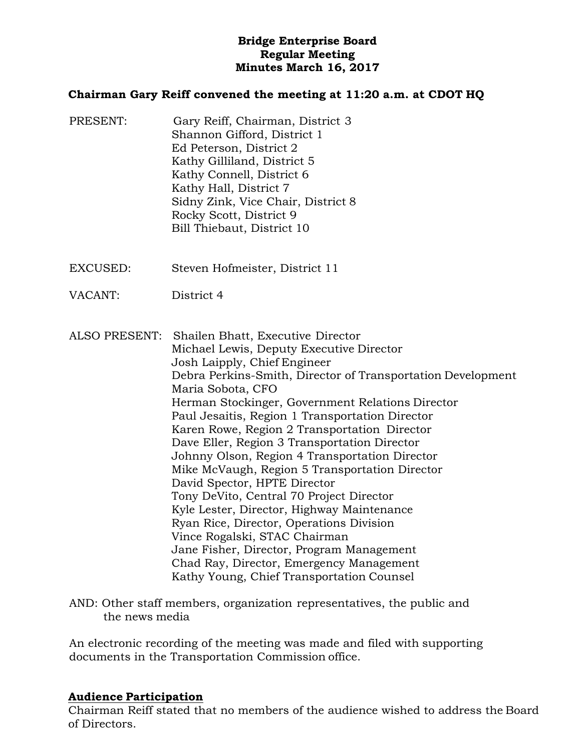# Bridge Enterprise Board
## Regular Meeting
## Minutes March 16, 2017

**Chairman Gary Reiff convened the meeting at 11:20 a.m. at CDOT HQ**

PRESENT:
- Gary Reiff, Chairman, District 3
- Shannon Gifford, District 1
- Ed Peterson, District 2
- Kathy Gilliland, District 5
- Kathy Connell, District 6
- Kathy Hall, District 7
- Sidny Zink, Vice Chair, District 8
- Rocky Scott, District 9
- Bill Thiebaut, District 10

EXCUSED: Steven Hofmeister, District 11

VACANT: District 4

ALSO PRESENT:
- Shailen Bhatt, Executive Director
- Michael Lewis, Deputy Executive Director
- Josh Laipply, Chief Engineer
- Debra Perkins-Smith, Director of Transportation Development
- Maria Sobota, CFO
- Herman Stockinger, Government Relations Director
- Paul Jesaitis, Region 1 Transportation Director
- Karen Rowe, Region 2 Transportation Director
- Dave Eller, Region 3 Transportation Director
- Johnny Olson, Region 4 Transportation Director
- Mike McVaugh, Region 5 Transportation Director
- David Spector, HPTE Director
- Tony DeVito, Central 70 Project Director
- Kyle Lester, Director, Highway Maintenance
- Ryan Rice, Director, Operations Division
- Vince Rogalski, STAC Chairman
- Jane Fisher, Director, Program Management
- Chad Ray, Director, Emergency Management
- Kathy Young, Chief Transportation Counsel

AND: Other staff members, organization representatives, the public and the news media

An electronic recording of the meeting was made and filed with supporting documents in the Transportation Commission office.

**Audience Participation**

Chairman Reiff stated that no members of the audience wished to address the Board of Directors.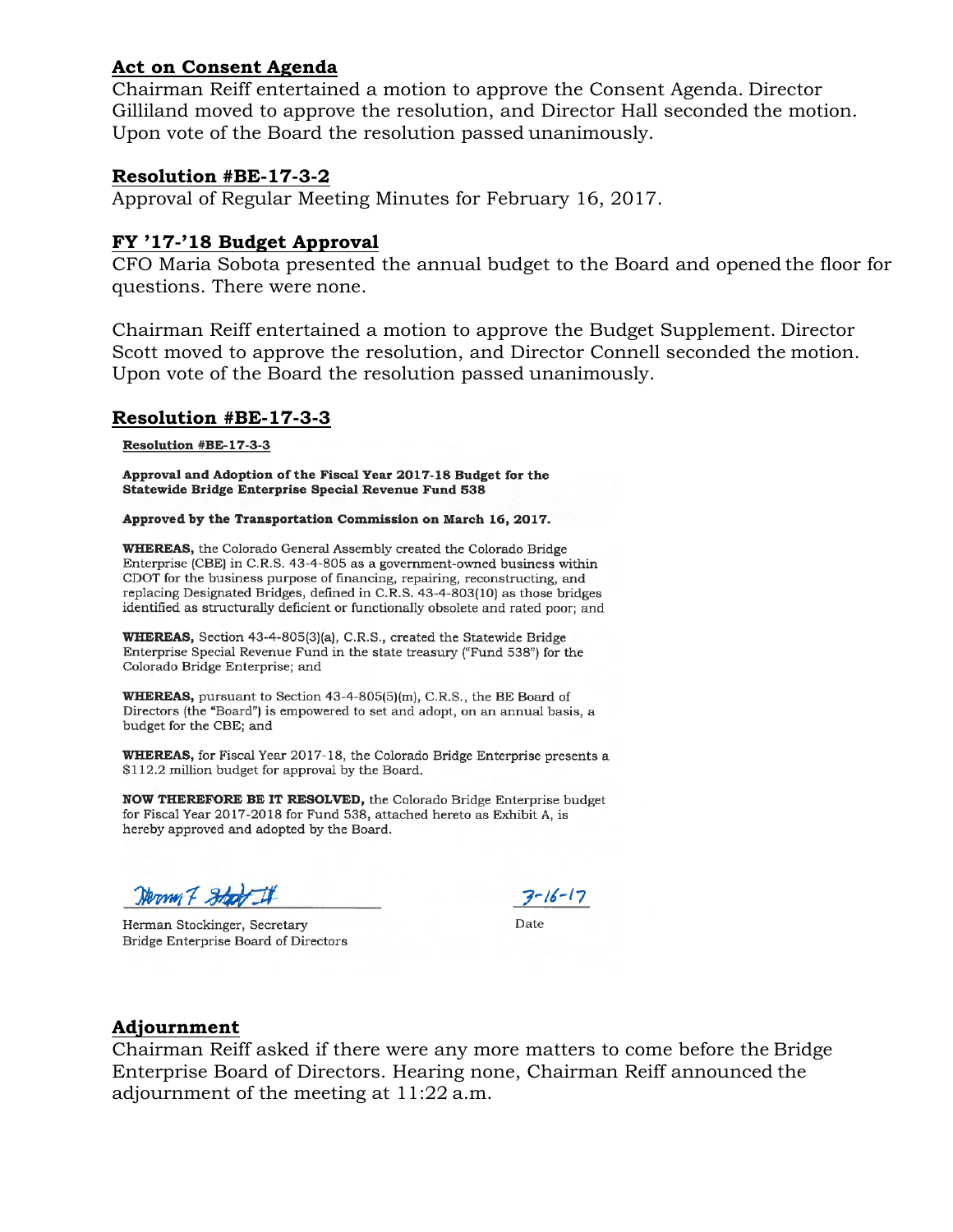## Act on Consent Agenda

Chairman Reiff entertained a motion to approve the Consent Agenda. Director Gilliland moved to approve the resolution, and Director Hall seconded the motion. Upon vote of the Board the resolution passed unanimously.

## Resolution #BE-17-3-2

Approval of Regular Meeting Minutes for February 16, 2017.

## FY '17-'18 Budget Approval

CFO Maria Sobota presented the annual budget to the Board and opened the floor for questions. There were none.

Chairman Reiff entertained a motion to approve the Budget Supplement. Director Scott moved to approve the resolution, and Director Connell seconded the motion. Upon vote of the Board the resolution passed unanimously.

## Resolution #BE-17-3-3

**Resolution #BE-17-3-3**

**Approval and Adoption of the Fiscal Year 2017-18 Budget for the Statewide Bridge Enterprise Special Revenue Fund 538**

**Approved by the Transportation Commission on March 16, 2017.**

**WHEREAS,** the Colorado General Assembly created the Colorado Bridge Enterprise (CBE) in C.R.S. 43-4-805 as a government-owned business within CDOT for the business purpose of financing, repairing, reconstructing, and replacing Designated Bridges, defined in C.R.S. 43-4-803(10) as those bridges identified as structurally deficient or functionally obsolete and rated poor; and

**WHEREAS,** Section 43-4-805(3)(a), C.R.S., created the Statewide Bridge Enterprise Special Revenue Fund in the state treasury ("Fund 538") for the Colorado Bridge Enterprise; and

**WHEREAS,** pursuant to Section 43-4-805(5)(m), C.R.S., the BE Board of Directors (the "Board") is empowered to set and adopt, on an annual basis, a budget for the CBE; and

**WHEREAS,** for Fiscal Year 2017-18, the Colorado Bridge Enterprise presents a $112.2 million budget for approval by the Board.

**NOW THEREFORE BE IT RESOLVED,** the Colorado Bridge Enterprise budget for Fiscal Year 2017-2018 for Fund 538, attached hereto as Exhibit A, is hereby approved and adopted by the Board.

Herman F. Stockinger III — 3-16-17

Herman Stockinger, Secretary
Bridge Enterprise Board of Directors

Date

## Adjournment

Chairman Reiff asked if there were any more matters to come before the Bridge Enterprise Board of Directors. Hearing none, Chairman Reiff announced the adjournment of the meeting at 11:22 a.m.